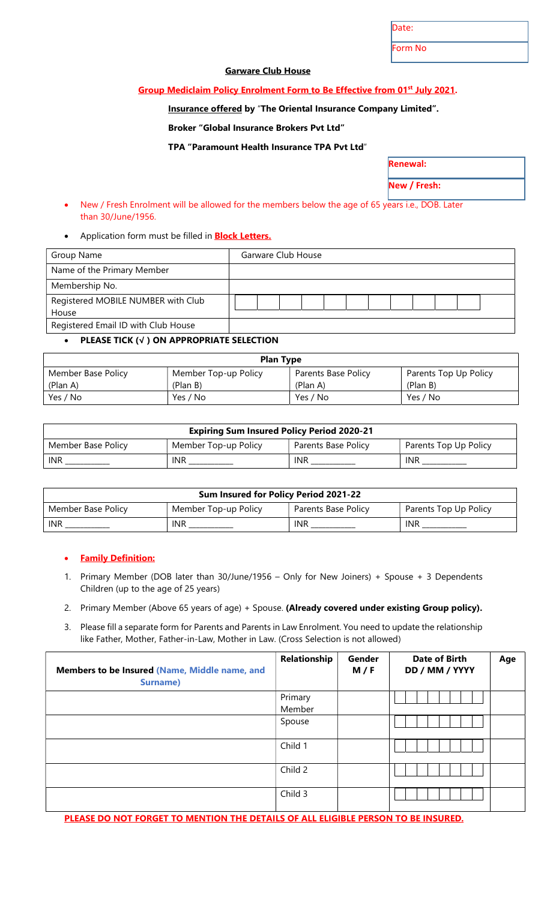| Date: |
| --- |
| Form No |

**Garware Club House**

**Group Mediclaim Policy Enrolment Form to Be Effective from 01st July 2021.**

**Insurance offered by "The Oriental Insurance Company Limited".**

**Broker "Global Insurance Brokers Pvt Ltd"**

**TPA "Paramount Health Insurance TPA Pvt Ltd"**

| Renewal: |
| --- |
| New / Fresh: |

- New / Fresh Enrolment will be allowed for the members below the age of 65 years i.e., DOB. Later than 30/June/1956.
- Application form must be filled in **Block Letters.**

| Group Name | Garware Club House |
| --- | --- |
| Name of the Primary Member | |
| Membership No. | |
| Registered MOBILE NUMBER with Club House | |
| Registered Email ID with Club House | |

- **PLEASE TICK (√ ) ON APPROPRIATE SELECTION**

| Plan Type | | | |
| --- | --- | --- | --- |
| Member Base Policy (Plan A) | Member Top-up Policy (Plan B) | Parents Base Policy (Plan A) | Parents Top Up Policy (Plan B) |
| Yes / No | Yes / No | Yes / No | Yes / No |

| Expiring Sum Insured Policy Period 2020-21 | | | |
| --- | --- | --- | --- |
| Member Base Policy | Member Top-up Policy | Parents Base Policy | Parents Top Up Policy |
| INR ___________ | INR ___________ | INR ___________ | INR ___________ |

| Sum Insured for Policy Period 2021-22 | | | |
| --- | --- | --- | --- |
| Member Base Policy | Member Top-up Policy | Parents Base Policy | Parents Top Up Policy |
| INR ___________ | INR ___________ | INR ___________ | INR ___________ |

- **Family Definition:**

1. Primary Member (DOB later than 30/June/1956 – Only for New Joiners) + Spouse + 3 Dependents Children (up to the age of 25 years)
2. Primary Member (Above 65 years of age) + Spouse. **(Already covered under existing Group policy).**
3. Please fill a separate form for Parents and Parents in Law Enrolment. You need to update the relationship like Father, Mother, Father-in-Law, Mother in Law. (Cross Selection is not allowed)

| Members to be Insured (Name, Middle name, and Surname) | Relationship | Gender M / F | Date of Birth DD / MM / YYYY | Age |
| --- | --- | --- | --- | --- |
| | Primary Member | | | |
| | Spouse | | | |
| | Child 1 | | | |
| | Child 2 | | | |
| | Child 3 | | | |

**PLEASE DO NOT FORGET TO MENTION THE DETAILS OF ALL ELIGIBLE PERSON TO BE INSURED.**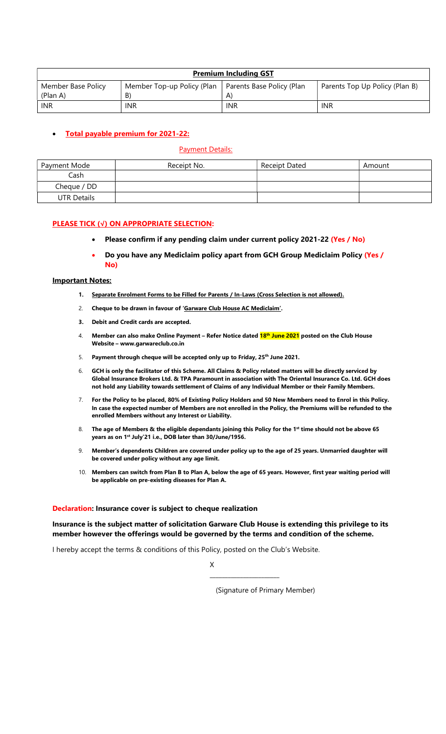| **Premium Including GST** | | | |
|---|---|---|---|
| Member Base Policy (Plan A) | Member Top-up Policy (Plan B) | Parents Base Policy (Plan A) | Parents Top Up Policy (Plan B) |
| INR | INR | INR | INR |

- **Total payable premium for 2021-22:**

Payment Details:

| Payment Mode | Receipt No. | Receipt Dated | Amount |
|---|---|---|---|
| Cash | | | |
| Cheque / DD | | | |
| UTR Details | | | |

**PLEASE TICK (√) ON APPROPRIATE SELECTION:**

- **Please confirm if any pending claim under current policy 2021-22 (Yes / No)**
- **Do you have any Mediclaim policy apart from GCH Group Mediclaim Policy (Yes / No)**

**Important Notes:**

1. **Separate Enrolment Forms to be Filled for Parents / In-Laws (Cross Selection is not allowed).**
2. **Cheque to be drawn in favour of 'Garware Club House AC Mediclaim'.**
3. **Debit and Credit cards are accepted.**
4. **Member can also make Online Payment – Refer Notice dated 18th June 2021 posted on the Club House Website – www.garwareclub.co.in**
5. **Payment through cheque will be accepted only up to Friday, 25th June 2021.**
6. **GCH is only the facilitator of this Scheme. All Claims & Policy related matters will be directly serviced by Global Insurance Brokers Ltd. & TPA Paramount in association with The Oriental Insurance Co. Ltd. GCH does not hold any Liability towards settlement of Claims of any Individual Member or their Family Members.**
7. **For the Policy to be placed, 80% of Existing Policy Holders and 50 New Members need to Enrol in this Policy. In case the expected number of Members are not enrolled in the Policy, the Premiums will be refunded to the enrolled Members without any Interest or Liability.**
8. **The age of Members & the eligible dependants joining this Policy for the 1st time should not be above 65 years as on 1st July'21 i.e., DOB later than 30/June/1956.**
9. **Member's dependents Children are covered under policy up to the age of 25 years. Unmarried daughter will be covered under policy without any age limit.**
10. **Members can switch from Plan B to Plan A, below the age of 65 years. However, first year waiting period will be applicable on pre-existing diseases for Plan A.**

**Declaration: Insurance cover is subject to cheque realization**

**Insurance is the subject matter of solicitation Garware Club House is extending this privilege to its member however the offerings would be governed by the terms and condition of the scheme.**

I hereby accept the terms & conditions of this Policy, posted on the Club's Website.

X

_____________________

(Signature of Primary Member)